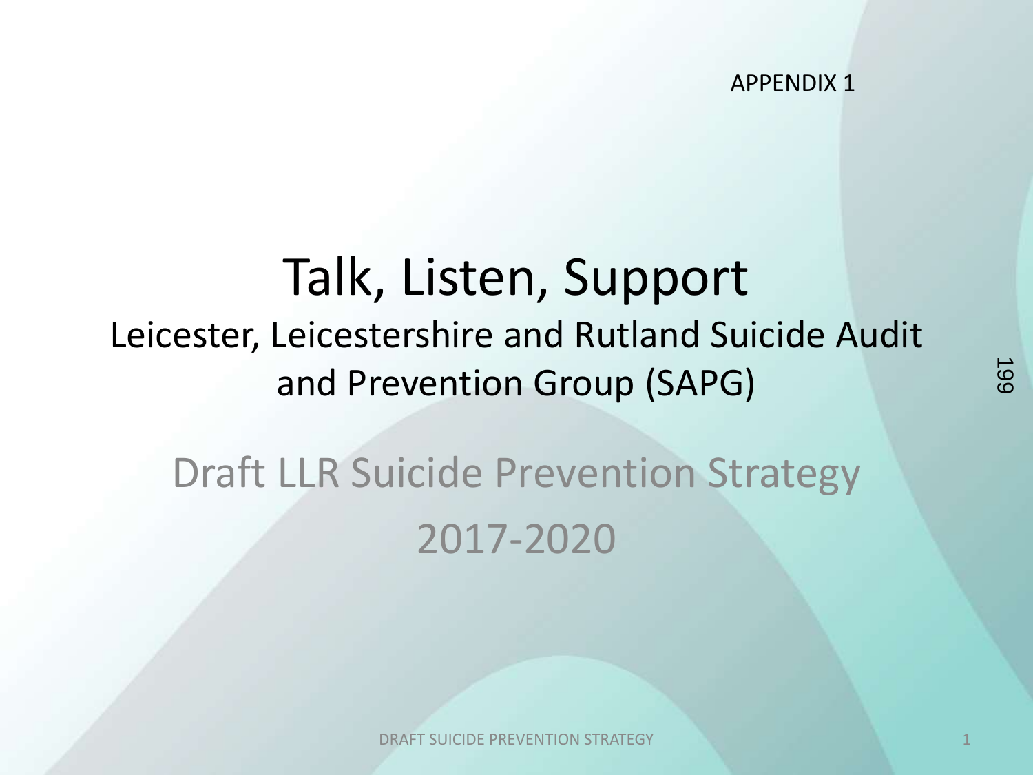APPENDIX 1

# Talk, Listen, Support

## Leicester, Leicestershire and Rutland Suicide Audit and Prevention Group (SAPG)

## Draft LLR Suicide Prevention Strategy 2017-2020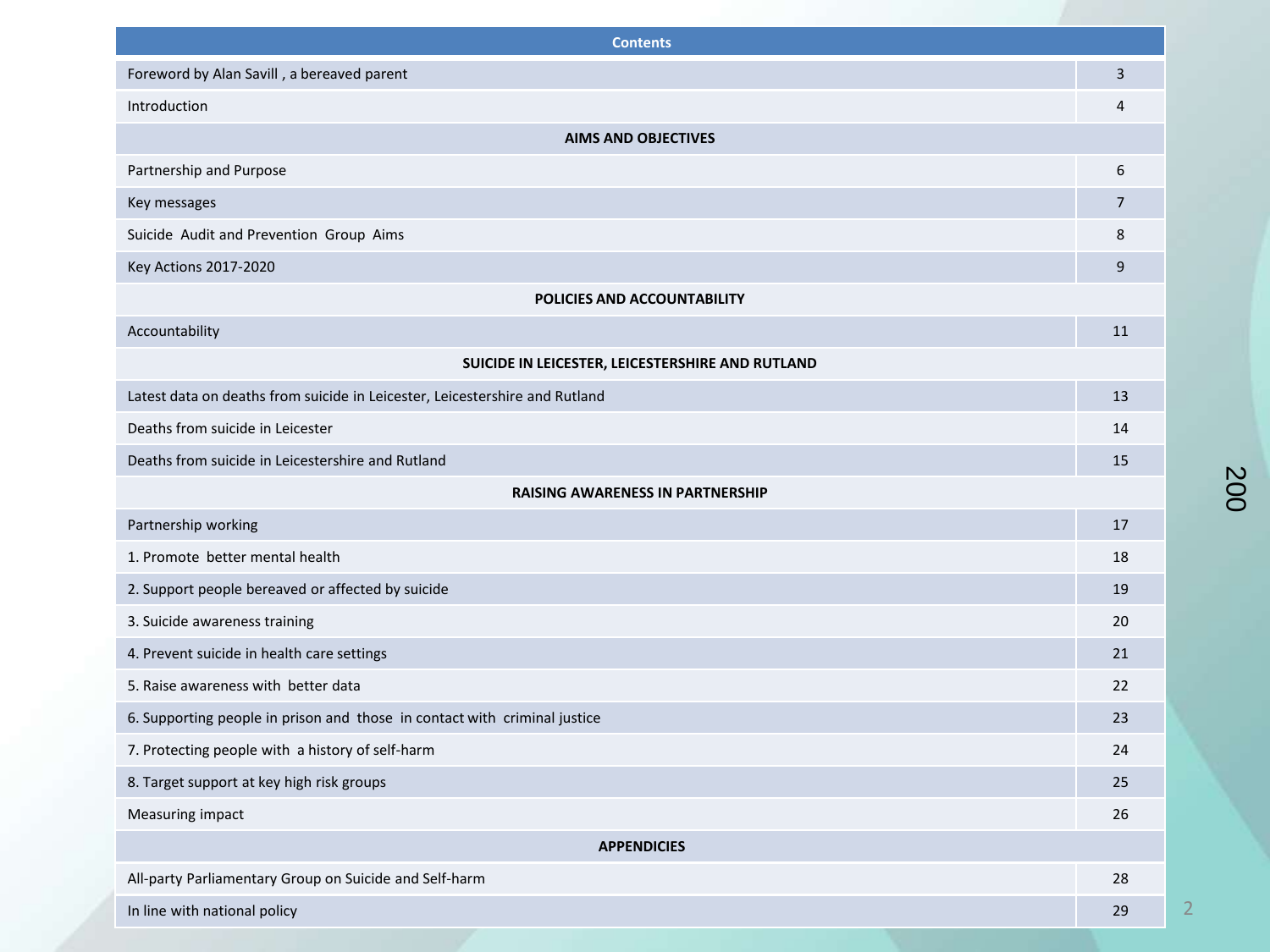| Contents | |
|---|---|
| Foreword by Alan Savill , a bereaved parent | 3 |
| Introduction | 4 |
| **AIMS AND OBJECTIVES** | |
| Partnership and Purpose | 6 |
| Key messages | 7 |
| Suicide Audit and Prevention Group Aims | 8 |
| Key Actions 2017-2020 | 9 |
| **POLICIES AND ACCOUNTABILITY** | |
| Accountability | 11 |
| **SUICIDE IN LEICESTER, LEICESTERSHIRE AND RUTLAND** | |
| Latest data on deaths from suicide in Leicester, Leicestershire and Rutland | 13 |
| Deaths from suicide in Leicester | 14 |
| Deaths from suicide in Leicestershire and Rutland | 15 |
| **RAISING AWARENESS IN PARTNERSHIP** | |
| Partnership working | 17 |
| 1. Promote better mental health | 18 |
| 2. Support people bereaved or affected by suicide | 19 |
| 3. Suicide awareness training | 20 |
| 4. Prevent suicide in health care settings | 21 |
| 5. Raise awareness with better data | 22 |
| 6. Supporting people in prison and those in contact with criminal justice | 23 |
| 7. Protecting people with a history of self-harm | 24 |
| 8. Target support at key high risk groups | 25 |
| Measuring impact | 26 |
| **APPENDICIES** | |
| All-party Parliamentary Group on Suicide and Self-harm | 28 |
| In line with national policy | 29 |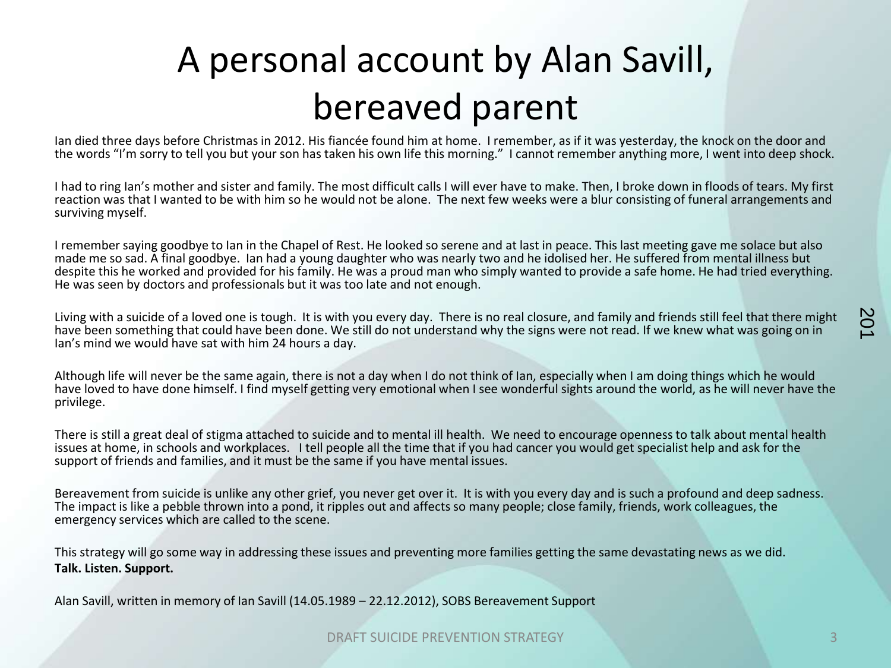# A personal account by Alan Savill, bereaved parent

Ian died three days before Christmas in 2012. His fiancée found him at home. I remember, as if it was yesterday, the knock on the door and the words "I'm sorry to tell you but your son has taken his own life this morning." I cannot remember anything more, I went into deep shock.

I had to ring Ian's mother and sister and family. The most difficult calls I will ever have to make. Then, I broke down in floods of tears. My first reaction was that I wanted to be with him so he would not be alone. The next few weeks were a blur consisting of funeral arrangements and surviving myself.

I remember saying goodbye to Ian in the Chapel of Rest. He looked so serene and at last in peace. This last meeting gave me solace but also made me so sad. A final goodbye. Ian had a young daughter who was nearly two and he idolised her. He suffered from mental illness but despite this he worked and provided for his family. He was a proud man who simply wanted to provide a safe home. He had tried everything. He was seen by doctors and professionals but it was too late and not enough.

Living with a suicide of a loved one is tough. It is with you every day. There is no real closure, and family and friends still feel that there might have been something that could have been done. We still do not understand why the signs were not read. If we knew what was going on in Ian's mind we would have sat with him 24 hours a day.

Although life will never be the same again, there is not a day when I do not think of Ian, especially when I am doing things which he would have loved to have done himself. I find myself getting very emotional when I see wonderful sights around the world, as he will never have the privilege.

There is still a great deal of stigma attached to suicide and to mental ill health. We need to encourage openness to talk about mental health issues at home, in schools and workplaces. I tell people all the time that if you had cancer you would get specialist help and ask for the support of friends and families, and it must be the same if you have mental issues.

Bereavement from suicide is unlike any other grief, you never get over it. It is with you every day and is such a profound and deep sadness. The impact is like a pebble thrown into a pond, it ripples out and affects so many people; close family, friends, work colleagues, the emergency services which are called to the scene.

This strategy will go some way in addressing these issues and preventing more families getting the same devastating news as we did.
**Talk. Listen. Support.**

Alan Savill, written in memory of Ian Savill (14.05.1989 – 22.12.2012), SOBS Bereavement Support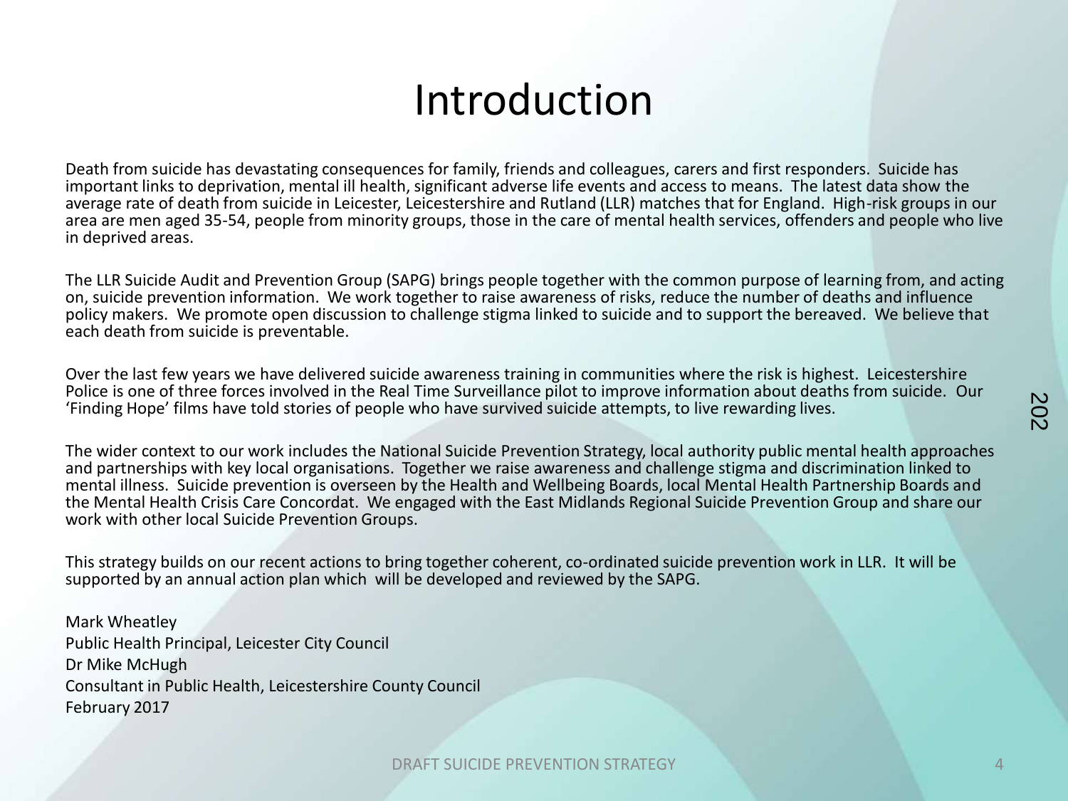# Introduction

Death from suicide has devastating consequences for family, friends and colleagues, carers and first responders. Suicide has important links to deprivation, mental ill health, significant adverse life events and access to means. The latest data show the average rate of death from suicide in Leicester, Leicestershire and Rutland (LLR) matches that for England. High-risk groups in our area are men aged 35-54, people from minority groups, those in the care of mental health services, offenders and people who live in deprived areas.

The LLR Suicide Audit and Prevention Group (SAPG) brings people together with the common purpose of learning from, and acting on, suicide prevention information. We work together to raise awareness of risks, reduce the number of deaths and influence policy makers. We promote open discussion to challenge stigma linked to suicide and to support the bereaved. We believe that each death from suicide is preventable.

Over the last few years we have delivered suicide awareness training in communities where the risk is highest. Leicestershire Police is one of three forces involved in the Real Time Surveillance pilot to improve information about deaths from suicide. Our 'Finding Hope' films have told stories of people who have survived suicide attempts, to live rewarding lives.

The wider context to our work includes the National Suicide Prevention Strategy, local authority public mental health approaches and partnerships with key local organisations. Together we raise awareness and challenge stigma and discrimination linked to mental illness. Suicide prevention is overseen by the Health and Wellbeing Boards, local Mental Health Partnership Boards and the Mental Health Crisis Care Concordat. We engaged with the East Midlands Regional Suicide Prevention Group and share our work with other local Suicide Prevention Groups.

This strategy builds on our recent actions to bring together coherent, co-ordinated suicide prevention work in LLR. It will be supported by an annual action plan which will be developed and reviewed by the SAPG.

Mark Wheatley
Public Health Principal, Leicester City Council
Dr Mike McHugh
Consultant in Public Health, Leicestershire County Council
February 2017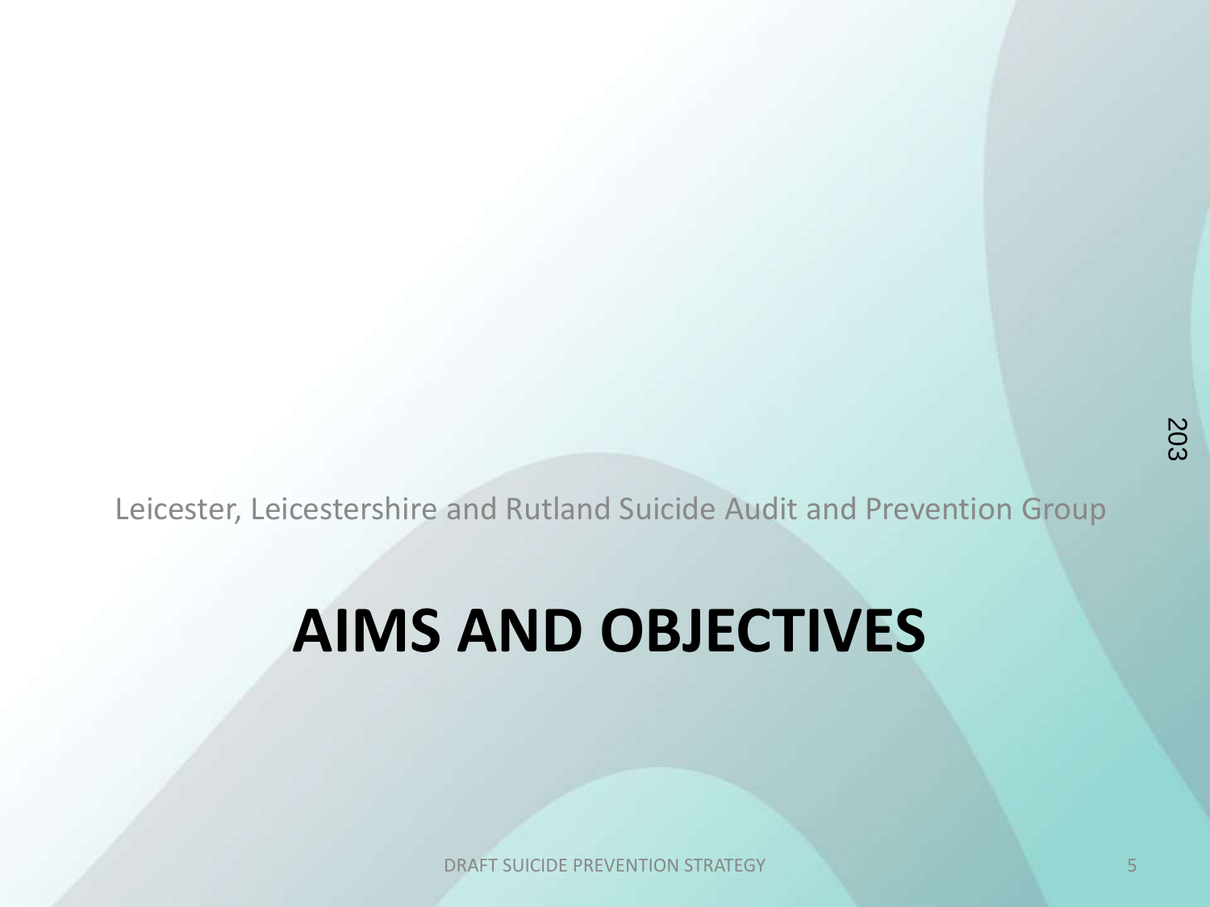Leicester, Leicestershire and Rutland Suicide Audit and Prevention Group

# AIMS AND OBJECTIVES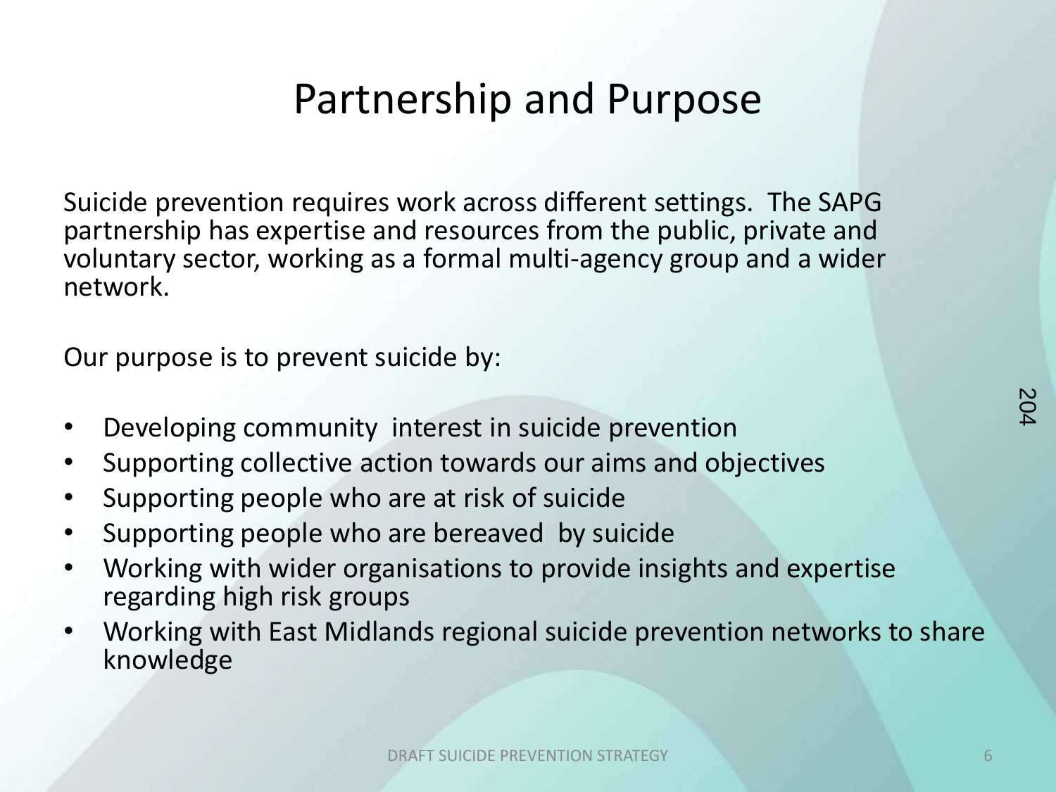# Partnership and Purpose

Suicide prevention requires work across different settings. The SAPG partnership has expertise and resources from the public, private and voluntary sector, working as a formal multi-agency group and a wider network.

Our purpose is to prevent suicide by:

- Developing community interest in suicide prevention
- Supporting collective action towards our aims and objectives
- Supporting people who are at risk of suicide
- Supporting people who are bereaved by suicide
- Working with wider organisations to provide insights and expertise regarding high risk groups
- Working with East Midlands regional suicide prevention networks to share knowledge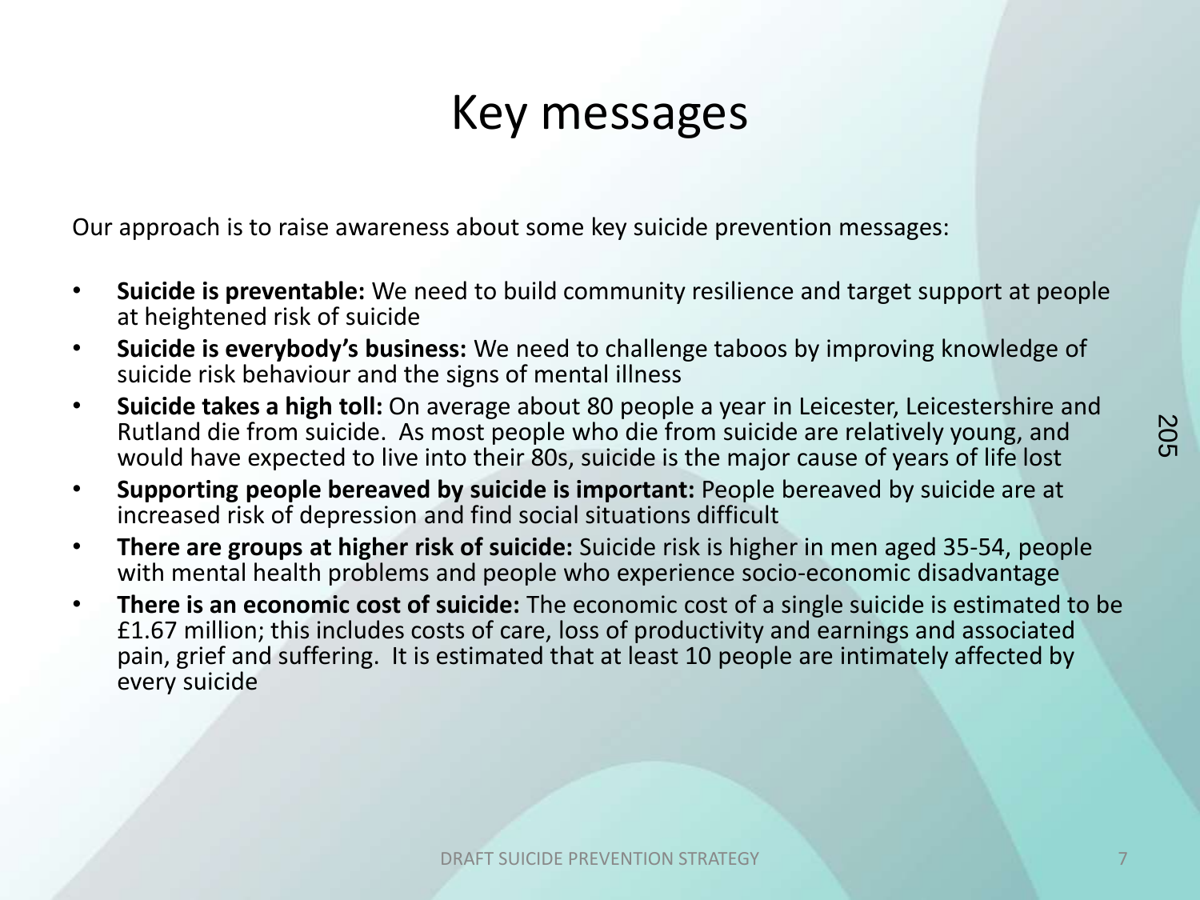# Key messages

Our approach is to raise awareness about some key suicide prevention messages:

- **Suicide is preventable:** We need to build community resilience and target support at people at heightened risk of suicide
- **Suicide is everybody's business:** We need to challenge taboos by improving knowledge of suicide risk behaviour and the signs of mental illness
- **Suicide takes a high toll:** On average about 80 people a year in Leicester, Leicestershire and Rutland die from suicide. As most people who die from suicide are relatively young, and would have expected to live into their 80s, suicide is the major cause of years of life lost
- **Supporting people bereaved by suicide is important:** People bereaved by suicide are at increased risk of depression and find social situations difficult
- **There are groups at higher risk of suicide:** Suicide risk is higher in men aged 35-54, people with mental health problems and people who experience socio-economic disadvantage
- **There is an economic cost of suicide:** The economic cost of a single suicide is estimated to be £1.67 million; this includes costs of care, loss of productivity and earnings and associated pain, grief and suffering. It is estimated that at least 10 people are intimately affected by every suicide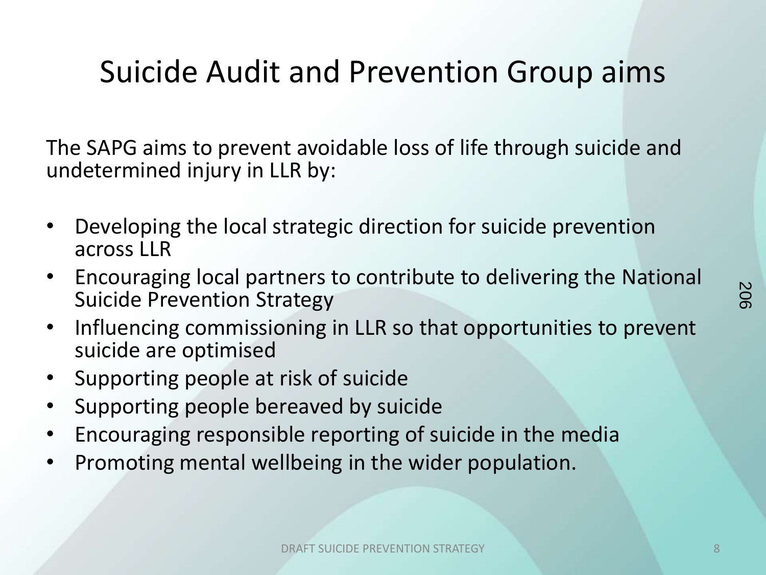# Suicide Audit and Prevention Group aims

The SAPG aims to prevent avoidable loss of life through suicide and undetermined injury in LLR by:

- Developing the local strategic direction for suicide prevention across LLR
- Encouraging local partners to contribute to delivering the National Suicide Prevention Strategy
- Influencing commissioning in LLR so that opportunities to prevent suicide are optimised
- Supporting people at risk of suicide
- Supporting people bereaved by suicide
- Encouraging responsible reporting of suicide in the media
- Promoting mental wellbeing in the wider population.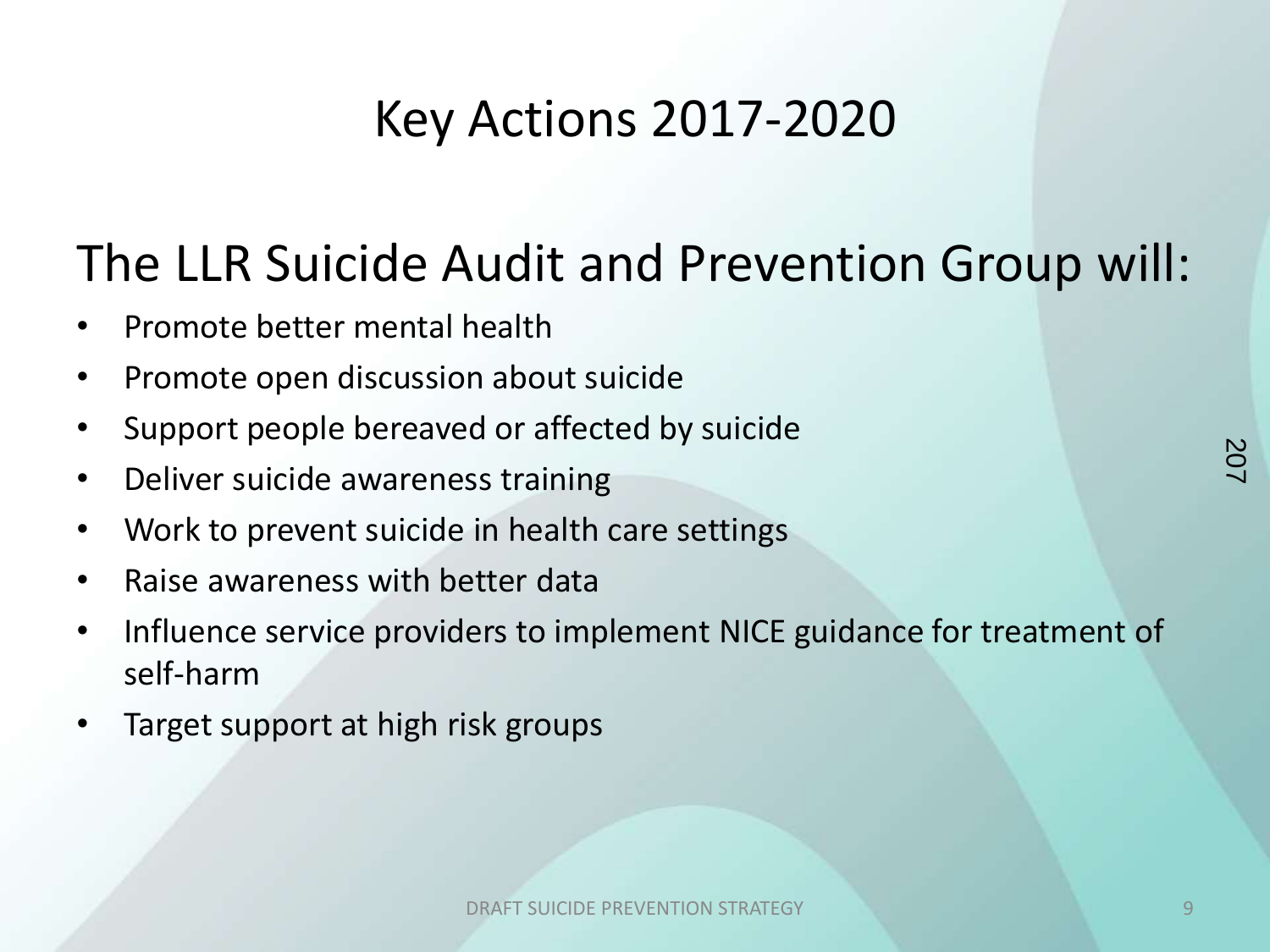# Key Actions 2017-2020

## The LLR Suicide Audit and Prevention Group will:

- Promote better mental health
- Promote open discussion about suicide
- Support people bereaved or affected by suicide
- Deliver suicide awareness training
- Work to prevent suicide in health care settings
- Raise awareness with better data
- Influence service providers to implement NICE guidance for treatment of self-harm
- Target support at high risk groups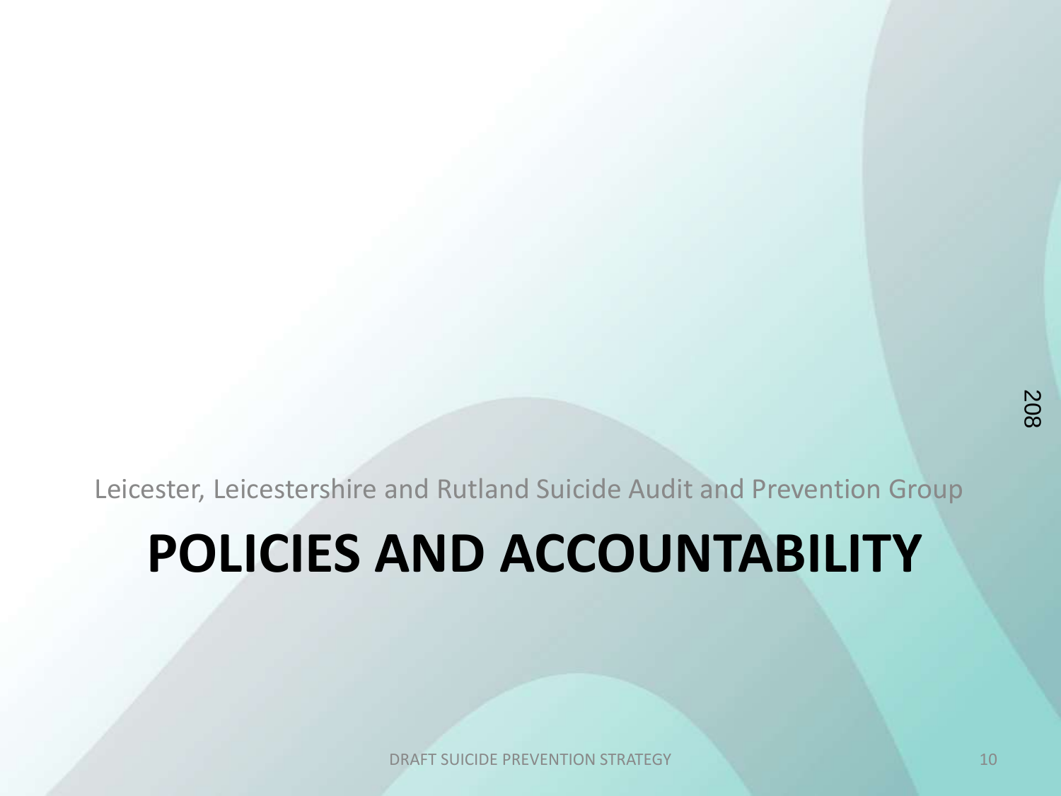Leicester, Leicestershire and Rutland Suicide Audit and Prevention Group

# POLICIES AND ACCOUNTABILITY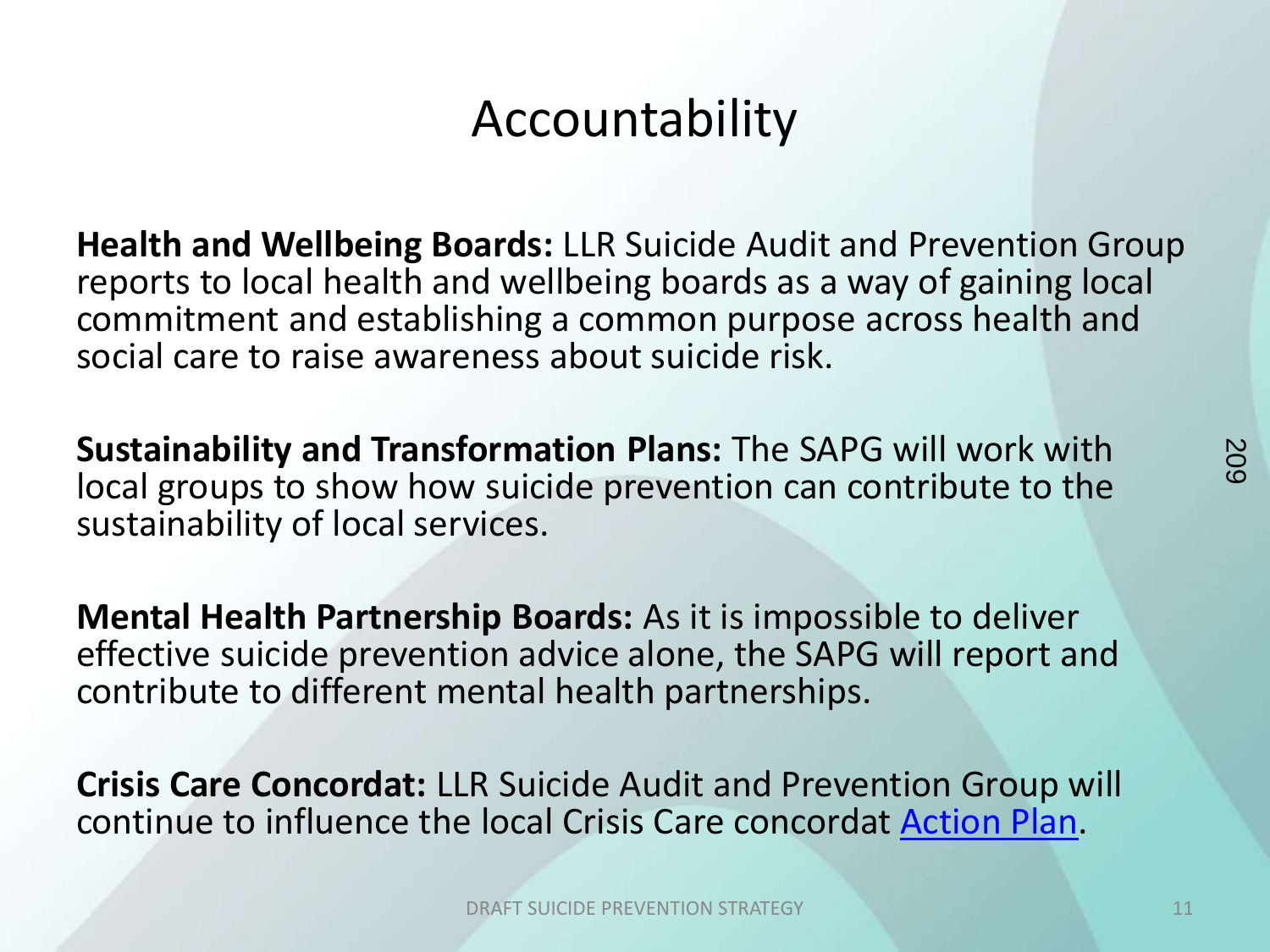# Accountability

**Health and Wellbeing Boards:** LLR Suicide Audit and Prevention Group reports to local health and wellbeing boards as a way of gaining local commitment and establishing a common purpose across health and social care to raise awareness about suicide risk.

**Sustainability and Transformation Plans:** The SAPG will work with local groups to show how suicide prevention can contribute to the sustainability of local services.

**Mental Health Partnership Boards:** As it is impossible to deliver effective suicide prevention advice alone, the SAPG will report and contribute to different mental health partnerships.

**Crisis Care Concordat:** LLR Suicide Audit and Prevention Group will continue to influence the local Crisis Care concordat Action Plan.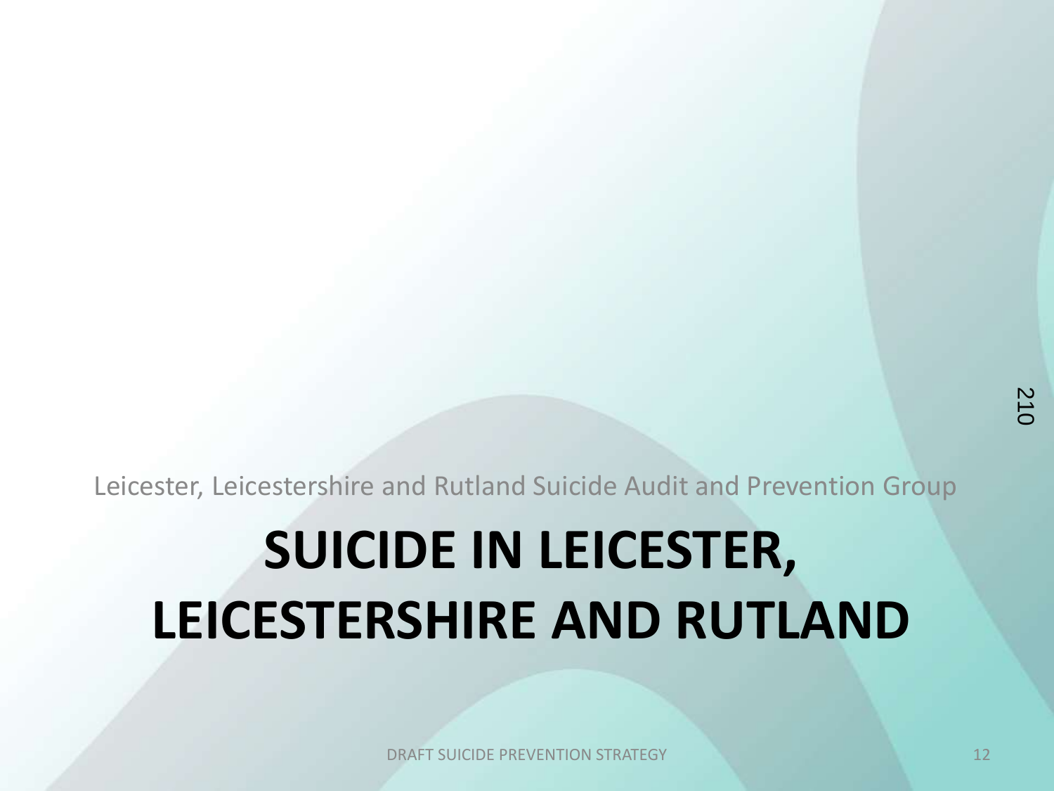Leicester, Leicestershire and Rutland Suicide Audit and Prevention Group

# SUICIDE IN LEICESTER, LEICESTERSHIRE AND RUTLAND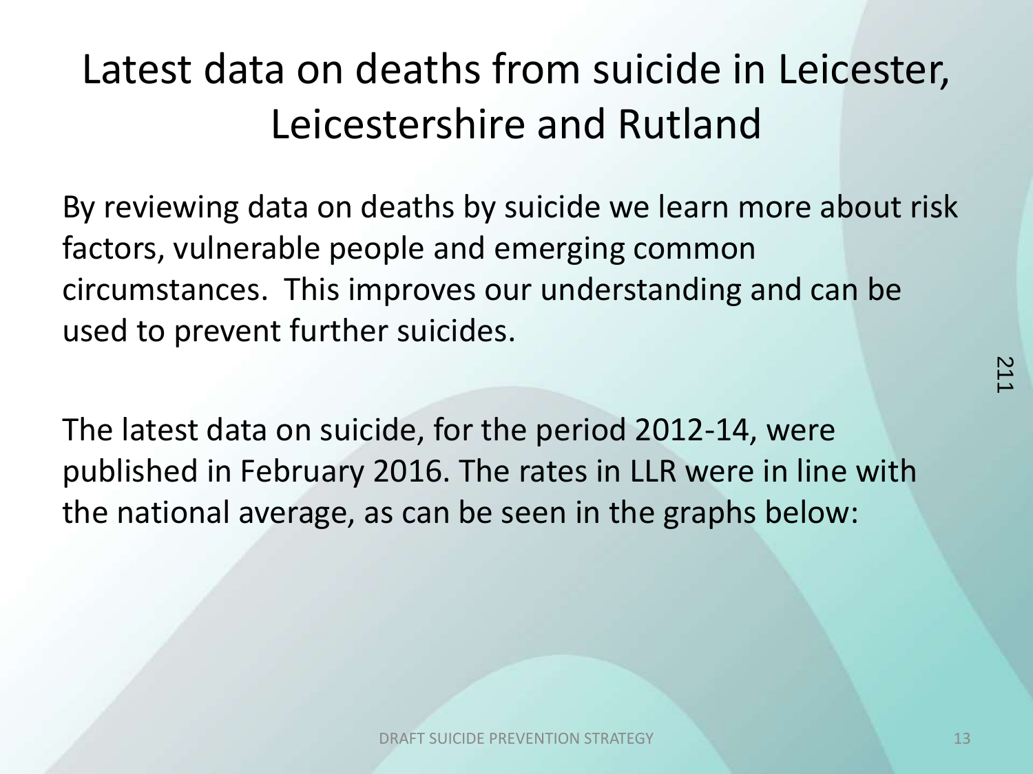# Latest data on deaths from suicide in Leicester, Leicestershire and Rutland

By reviewing data on deaths by suicide we learn more about risk factors, vulnerable people and emerging common circumstances. This improves our understanding and can be used to prevent further suicides.

The latest data on suicide, for the period 2012-14, were published in February 2016. The rates in LLR were in line with the national average, as can be seen in the graphs below: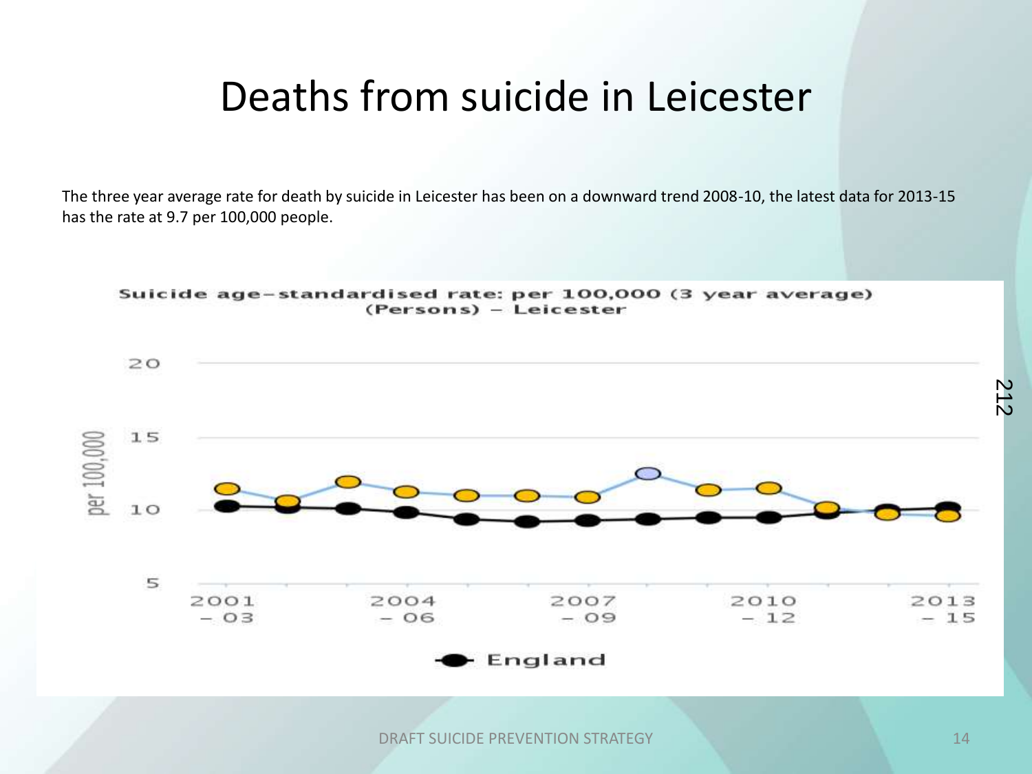# Deaths from suicide in Leicester

The three year average rate for death by suicide in Leicester has been on a downward trend 2008-10, the latest data for 2013-15 has the rate at 9.7 per 100,000 people.

**Suicide age-standardised rate: per 100,000 (3 year average) (Persons) – Leicester**

per 100,000

20

15

10

5

2001 – 03 | 2004 – 06 | 2007 – 09 | 2010 – 12 | 2013 – 15

England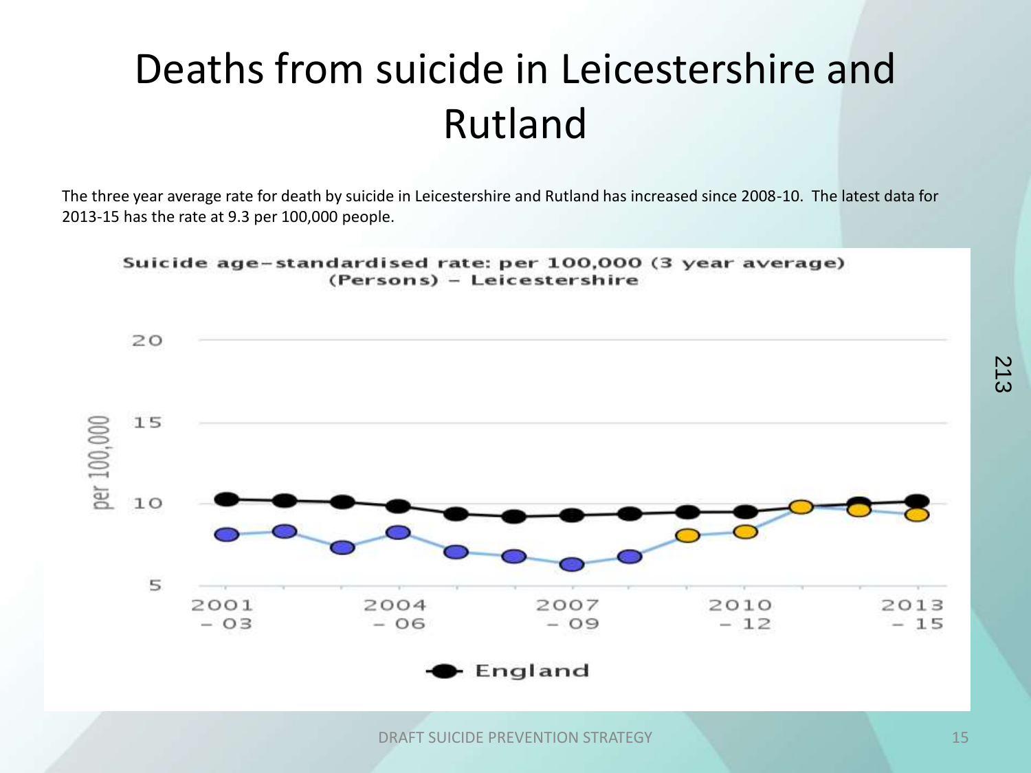# Deaths from suicide in Leicestershire and Rutland

The three year average rate for death by suicide in Leicestershire and Rutland has increased since 2008-10. The latest data for 2013-15 has the rate at 9.3 per 100,000 people.

Suicide age-standardised rate: per 100,000 (3 year average) (Persons) – Leicestershire

England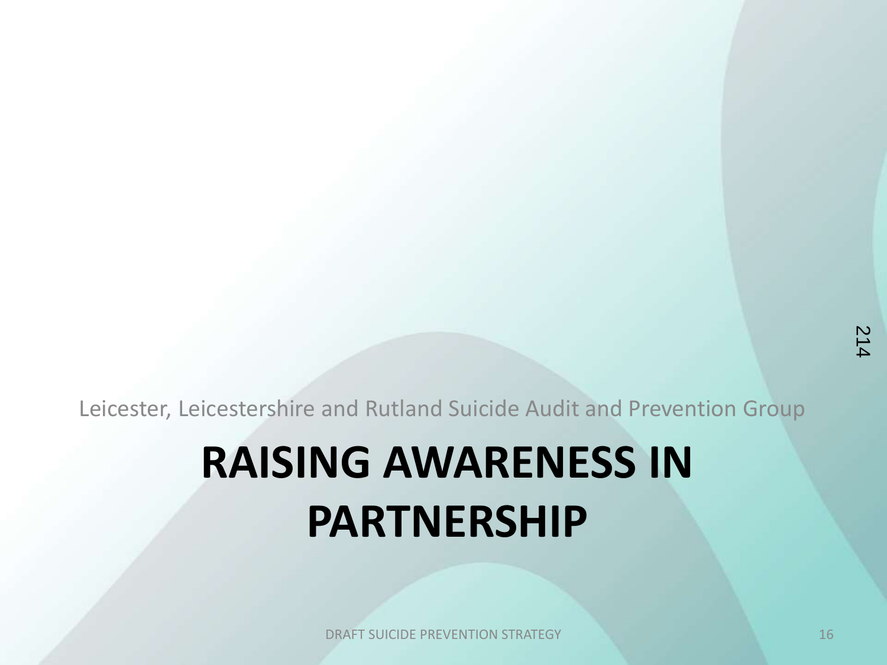Leicester, Leicestershire and Rutland Suicide Audit and Prevention Group

# RAISING AWARENESS IN PARTNERSHIP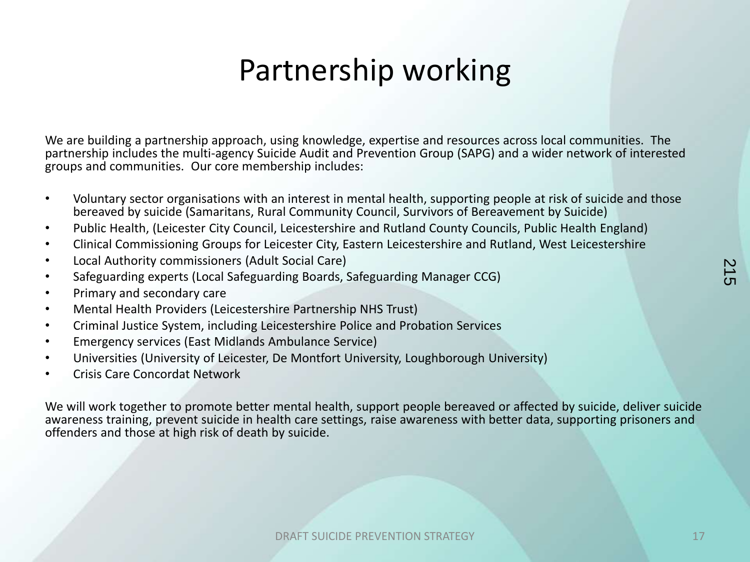# Partnership working

We are building a partnership approach, using knowledge, expertise and resources across local communities. The partnership includes the multi-agency Suicide Audit and Prevention Group (SAPG) and a wider network of interested groups and communities. Our core membership includes:

- Voluntary sector organisations with an interest in mental health, supporting people at risk of suicide and those bereaved by suicide (Samaritans, Rural Community Council, Survivors of Bereavement by Suicide)
- Public Health, (Leicester City Council, Leicestershire and Rutland County Councils, Public Health England)
- Clinical Commissioning Groups for Leicester City, Eastern Leicestershire and Rutland, West Leicestershire
- Local Authority commissioners (Adult Social Care)
- Safeguarding experts (Local Safeguarding Boards, Safeguarding Manager CCG)
- Primary and secondary care
- Mental Health Providers (Leicestershire Partnership NHS Trust)
- Criminal Justice System, including Leicestershire Police and Probation Services
- Emergency services (East Midlands Ambulance Service)
- Universities (University of Leicester, De Montfort University, Loughborough University)
- Crisis Care Concordat Network

We will work together to promote better mental health, support people bereaved or affected by suicide, deliver suicide awareness training, prevent suicide in health care settings, raise awareness with better data, supporting prisoners and offenders and those at high risk of death by suicide.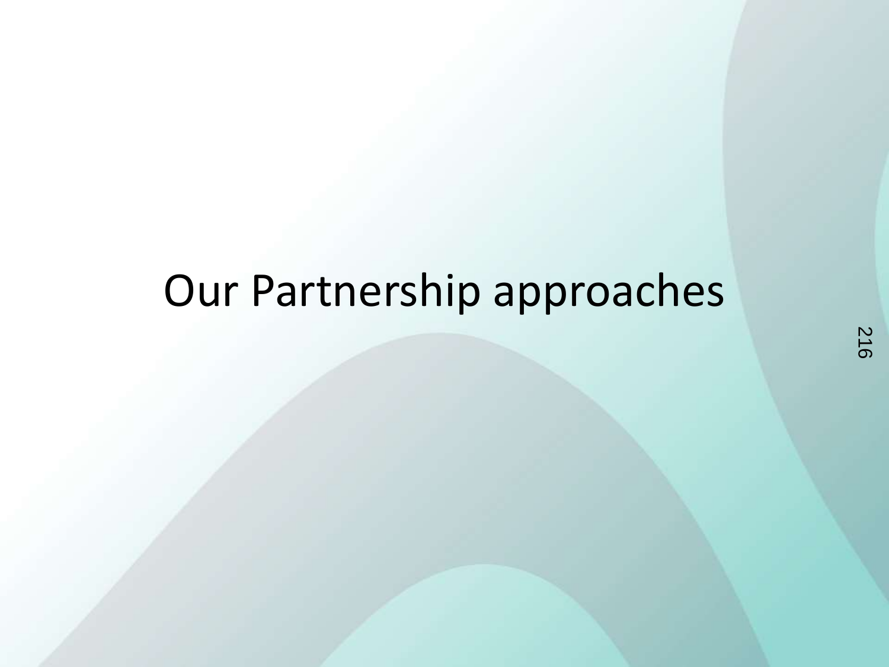# Our Partnership approaches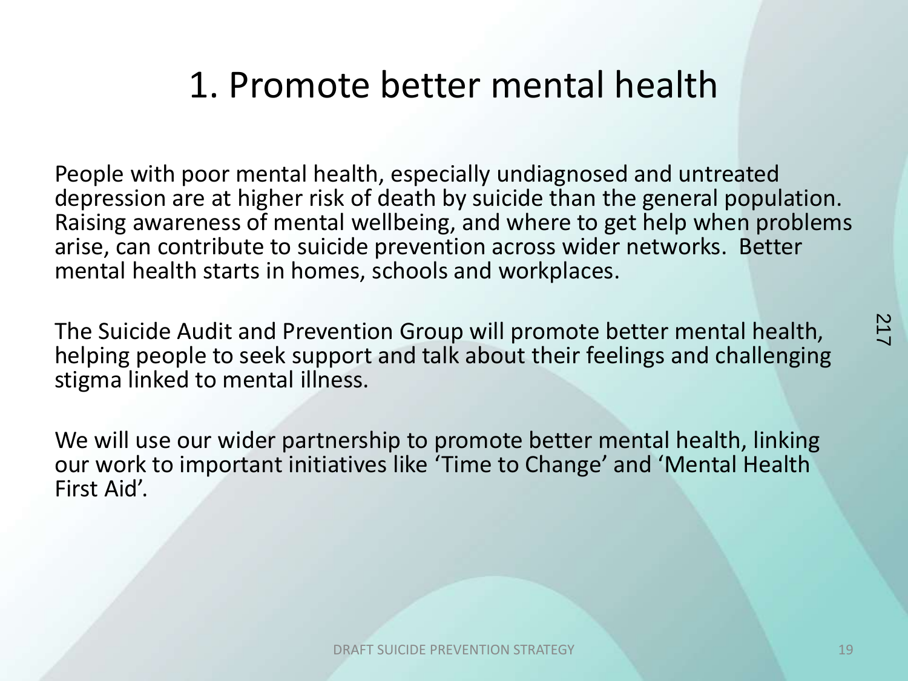# 1. Promote better mental health

People with poor mental health, especially undiagnosed and untreated depression are at higher risk of death by suicide than the general population. Raising awareness of mental wellbeing, and where to get help when problems arise, can contribute to suicide prevention across wider networks. Better mental health starts in homes, schools and workplaces.

The Suicide Audit and Prevention Group will promote better mental health, helping people to seek support and talk about their feelings and challenging stigma linked to mental illness.

We will use our wider partnership to promote better mental health, linking our work to important initiatives like 'Time to Change' and 'Mental Health First Aid'.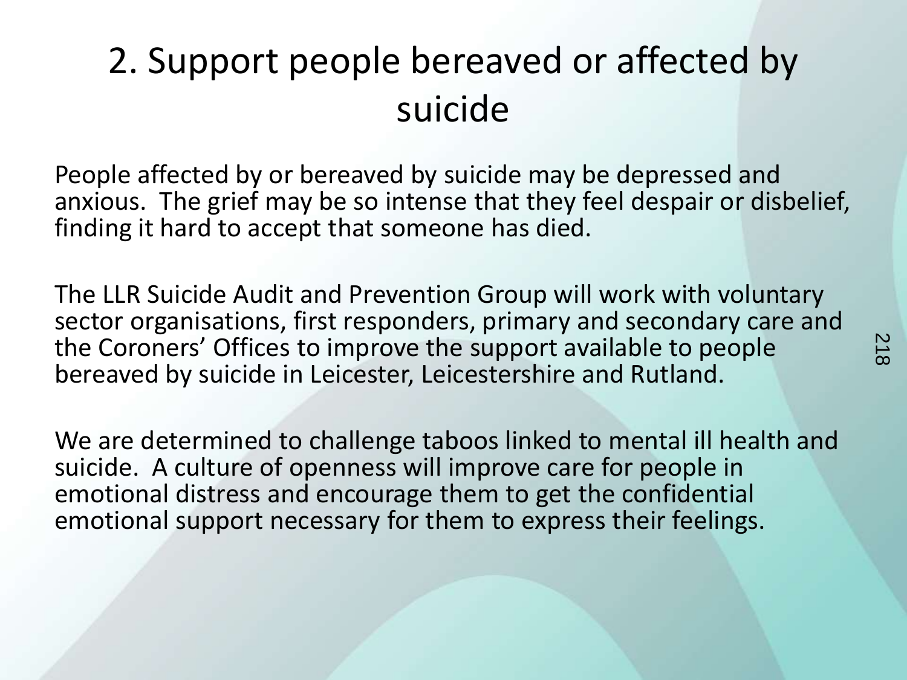# 2. Support people bereaved or affected by suicide

People affected by or bereaved by suicide may be depressed and anxious. The grief may be so intense that they feel despair or disbelief, finding it hard to accept that someone has died.

The LLR Suicide Audit and Prevention Group will work with voluntary sector organisations, first responders, primary and secondary care and the Coroners' Offices to improve the support available to people bereaved by suicide in Leicester, Leicestershire and Rutland.

We are determined to challenge taboos linked to mental ill health and suicide. A culture of openness will improve care for people in emotional distress and encourage them to get the confidential emotional support necessary for them to express their feelings.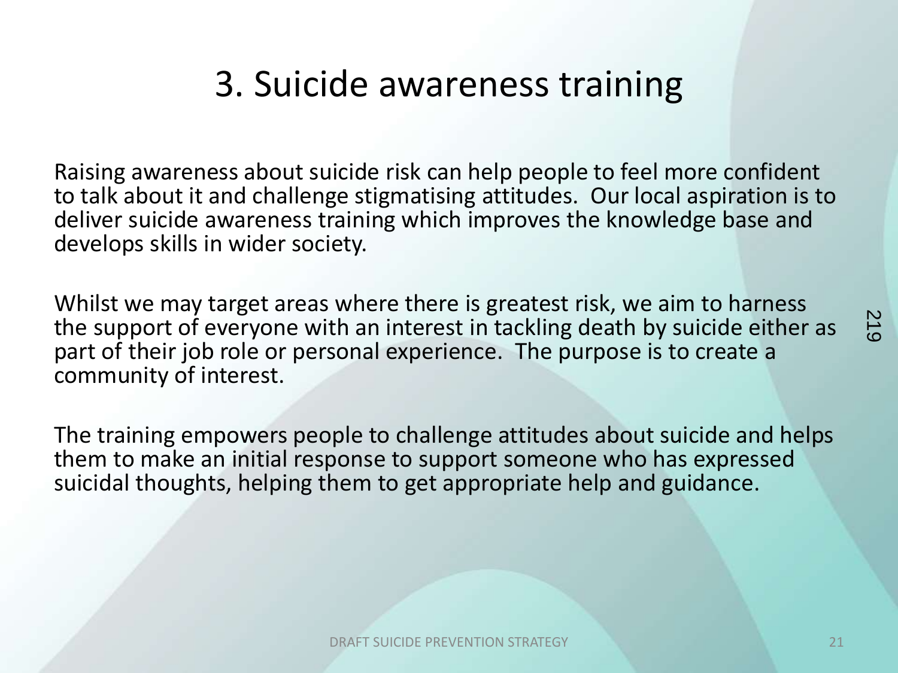# 3. Suicide awareness training

Raising awareness about suicide risk can help people to feel more confident to talk about it and challenge stigmatising attitudes. Our local aspiration is to deliver suicide awareness training which improves the knowledge base and develops skills in wider society.

Whilst we may target areas where there is greatest risk, we aim to harness the support of everyone with an interest in tackling death by suicide either as part of their job role or personal experience. The purpose is to create a community of interest.

The training empowers people to challenge attitudes about suicide and helps them to make an initial response to support someone who has expressed suicidal thoughts, helping them to get appropriate help and guidance.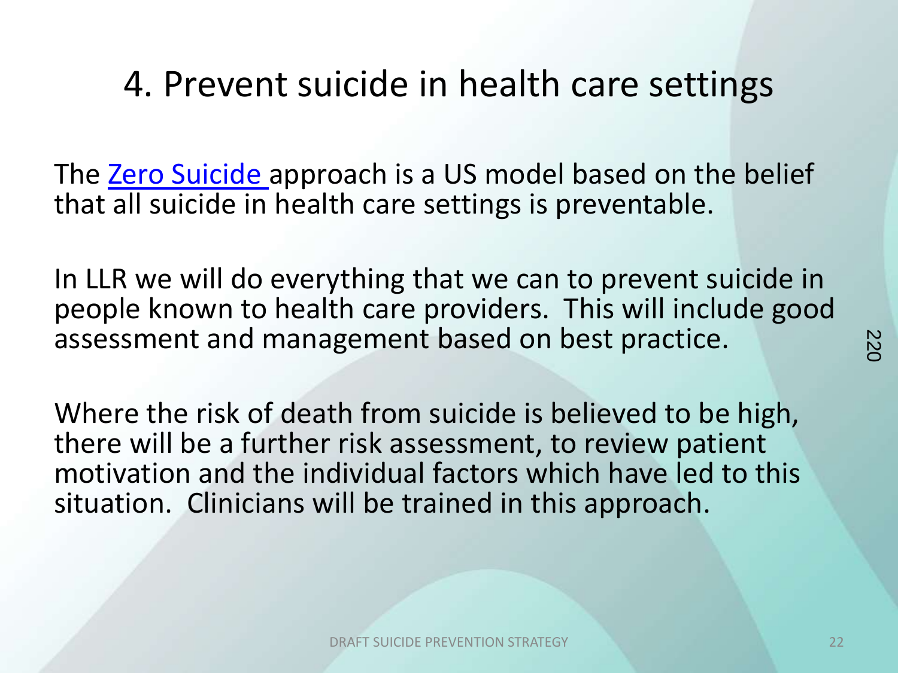# 4. Prevent suicide in health care settings

The [Zero Suicide ]approach is a US model based on the belief that all suicide in health care settings is preventable.

In LLR we will do everything that we can to prevent suicide in people known to health care providers. This will include good assessment and management based on best practice.

Where the risk of death from suicide is believed to be high, there will be a further risk assessment, to review patient motivation and the individual factors which have led to this situation. Clinicians will be trained in this approach.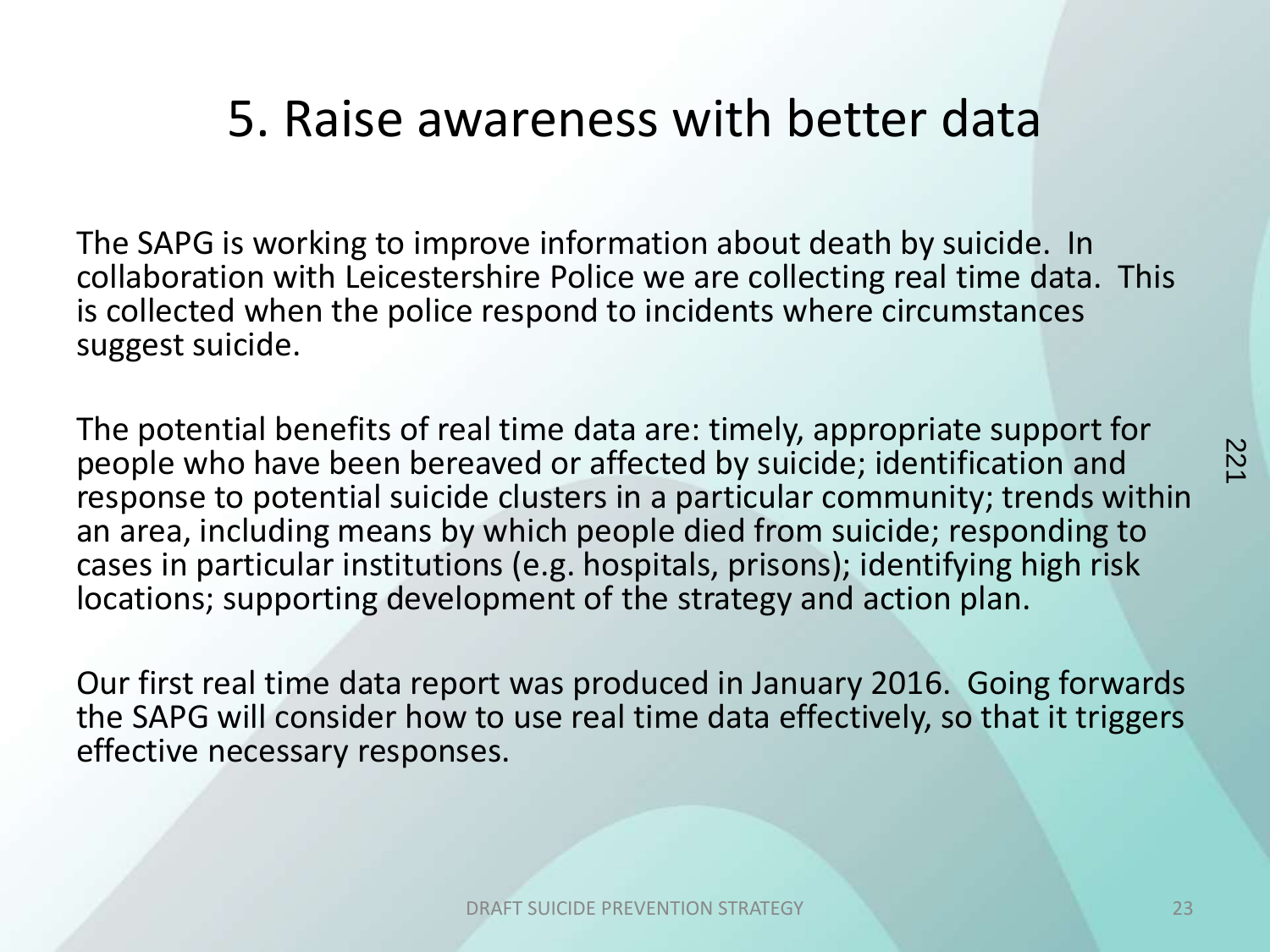# 5. Raise awareness with better data

The SAPG is working to improve information about death by suicide. In collaboration with Leicestershire Police we are collecting real time data. This is collected when the police respond to incidents where circumstances suggest suicide.

The potential benefits of real time data are: timely, appropriate support for people who have been bereaved or affected by suicide; identification and response to potential suicide clusters in a particular community; trends within an area, including means by which people died from suicide; responding to cases in particular institutions (e.g. hospitals, prisons); identifying high risk locations; supporting development of the strategy and action plan.

Our first real time data report was produced in January 2016. Going forwards the SAPG will consider how to use real time data effectively, so that it triggers effective necessary responses.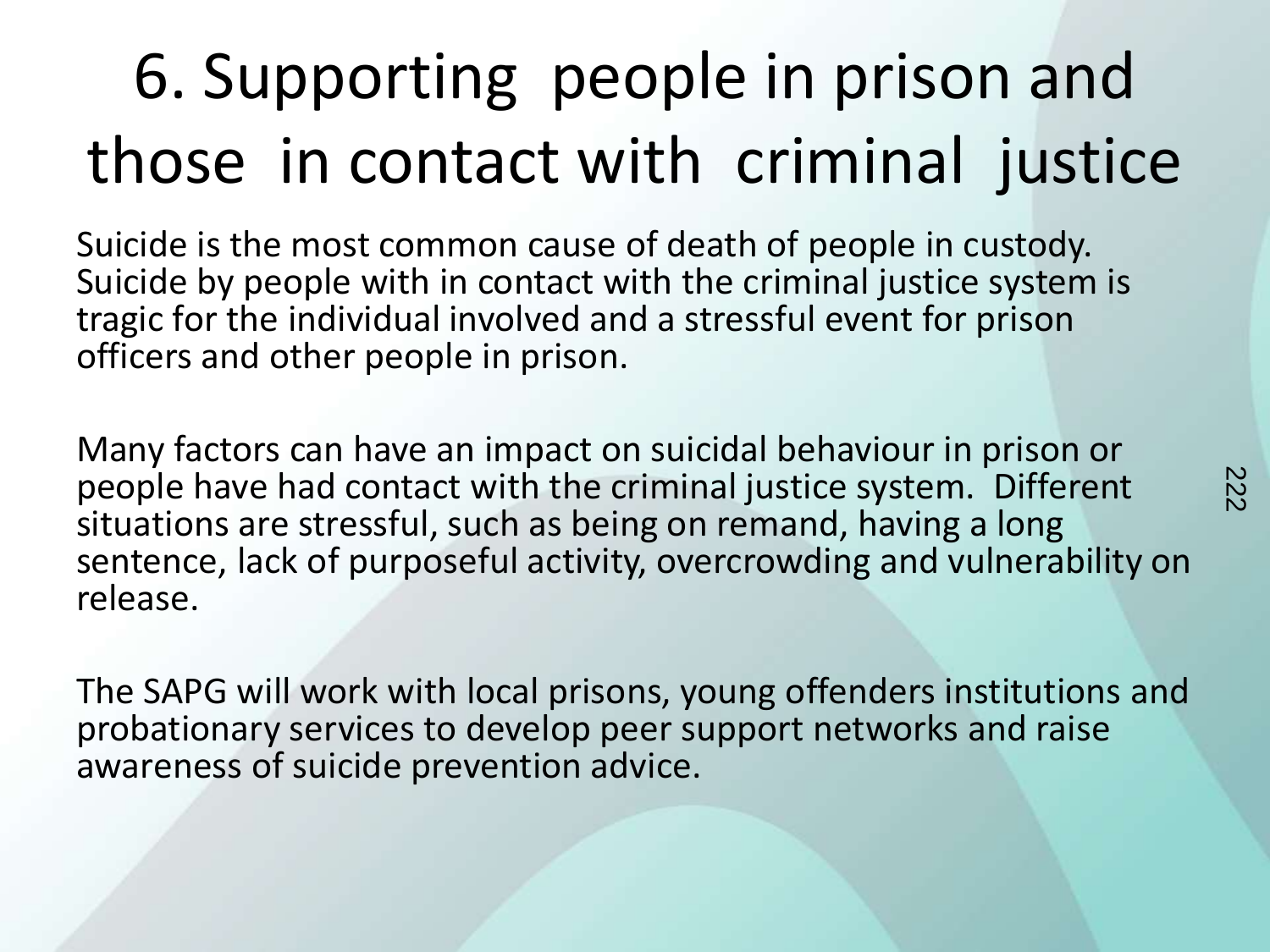# 6. Supporting people in prison and those in contact with criminal justice

Suicide is the most common cause of death of people in custody. Suicide by people with in contact with the criminal justice system is tragic for the individual involved and a stressful event for prison officers and other people in prison.

Many factors can have an impact on suicidal behaviour in prison or people have had contact with the criminal justice system. Different situations are stressful, such as being on remand, having a long sentence, lack of purposeful activity, overcrowding and vulnerability on release.

The SAPG will work with local prisons, young offenders institutions and probationary services to develop peer support networks and raise awareness of suicide prevention advice.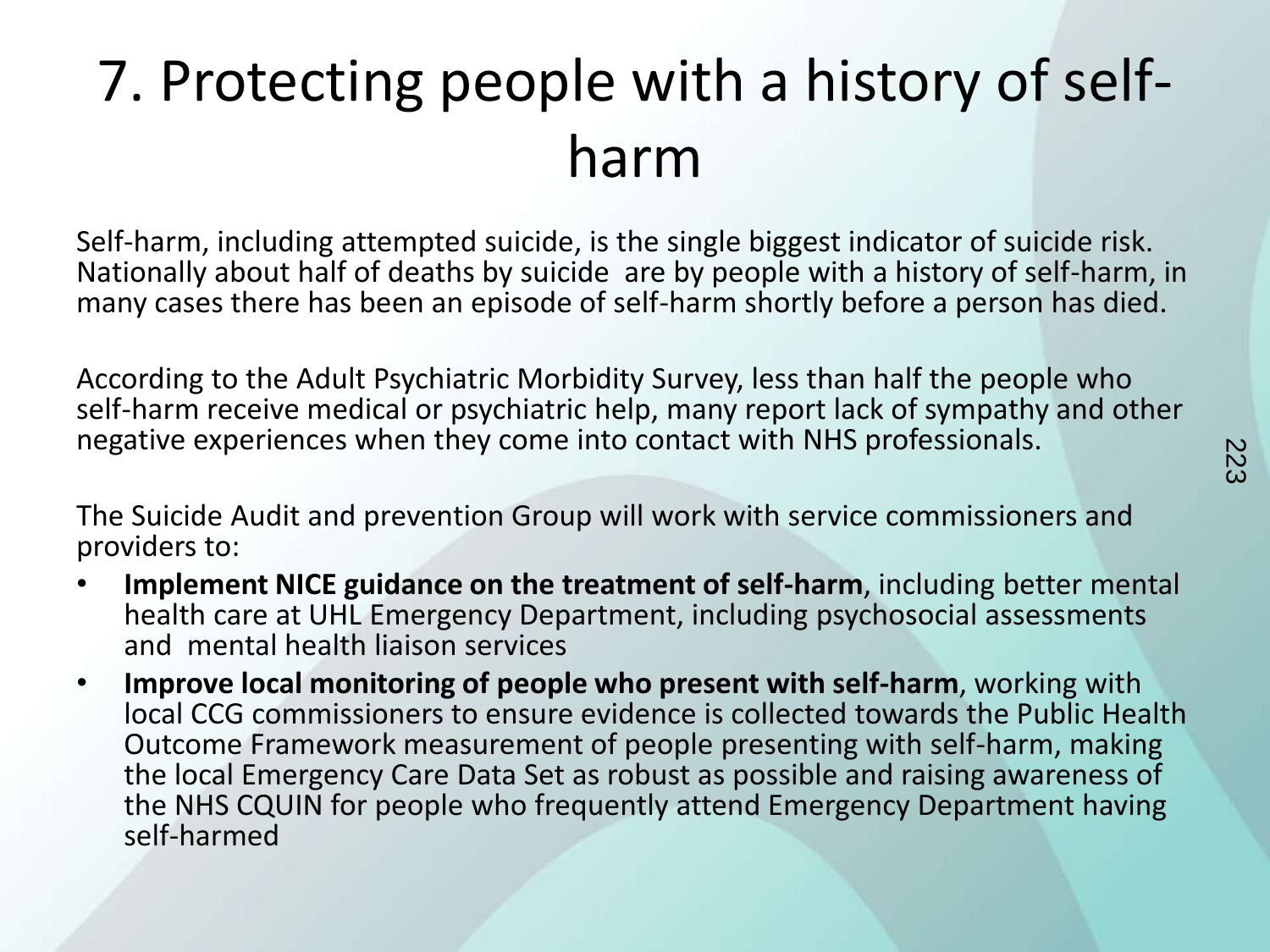# 7. Protecting people with a history of self-harm

Self-harm, including attempted suicide, is the single biggest indicator of suicide risk. Nationally about half of deaths by suicide are by people with a history of self-harm, in many cases there has been an episode of self-harm shortly before a person has died.

According to the Adult Psychiatric Morbidity Survey, less than half the people who self-harm receive medical or psychiatric help, many report lack of sympathy and other negative experiences when they come into contact with NHS professionals.

The Suicide Audit and prevention Group will work with service commissioners and providers to:

- **Implement NICE guidance on the treatment of self-harm**, including better mental health care at UHL Emergency Department, including psychosocial assessments and mental health liaison services
- **Improve local monitoring of people who present with self-harm**, working with local CCG commissioners to ensure evidence is collected towards the Public Health Outcome Framework measurement of people presenting with self-harm, making the local Emergency Care Data Set as robust as possible and raising awareness of the NHS CQUIN for people who frequently attend Emergency Department having self-harmed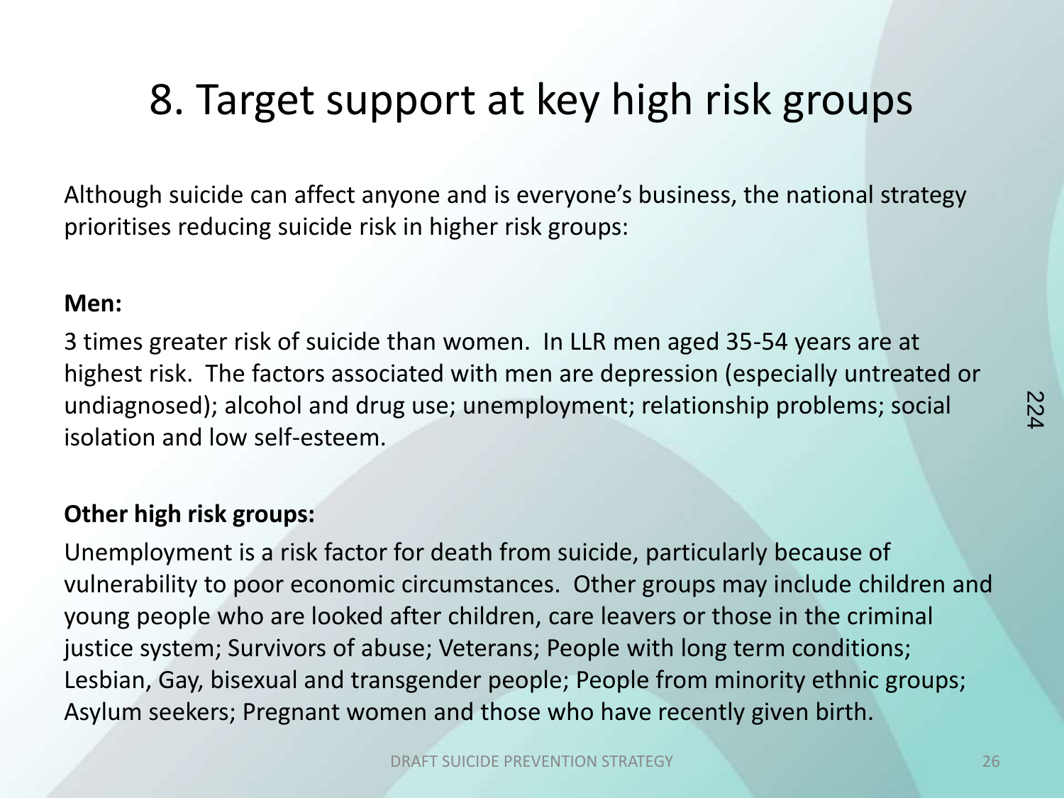# 8. Target support at key high risk groups

Although suicide can affect anyone and is everyone's business, the national strategy prioritises reducing suicide risk in higher risk groups:

**Men:**

3 times greater risk of suicide than women. In LLR men aged 35-54 years are at highest risk. The factors associated with men are depression (especially untreated or undiagnosed); alcohol and drug use; unemployment; relationship problems; social isolation and low self-esteem.

**Other high risk groups:**

Unemployment is a risk factor for death from suicide, particularly because of vulnerability to poor economic circumstances. Other groups may include children and young people who are looked after children, care leavers or those in the criminal justice system; Survivors of abuse; Veterans; People with long term conditions; Lesbian, Gay, bisexual and transgender people; People from minority ethnic groups; Asylum seekers; Pregnant women and those who have recently given birth.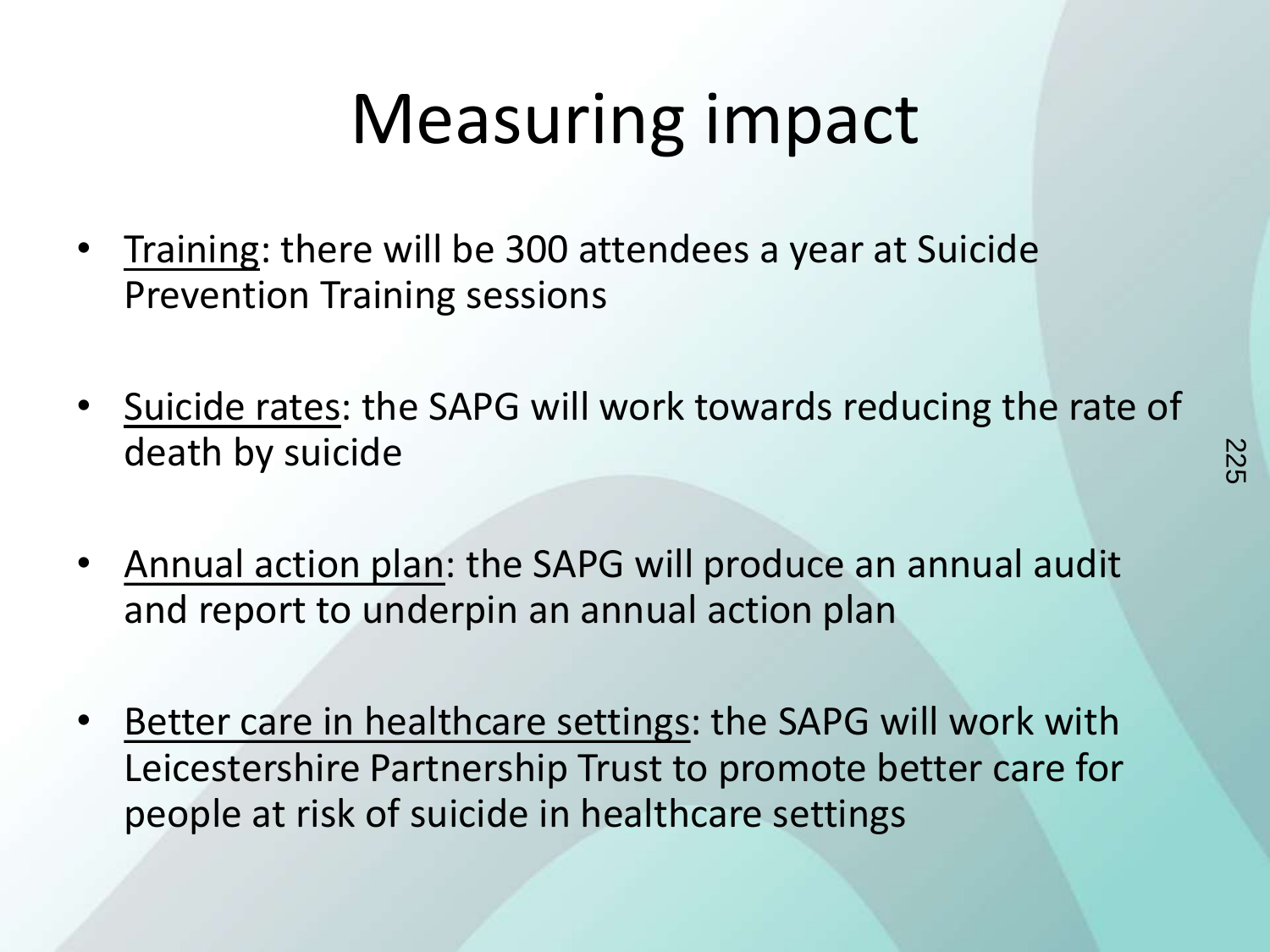# Measuring impact

- Training: there will be 300 attendees a year at Suicide Prevention Training sessions
- Suicide rates: the SAPG will work towards reducing the rate of death by suicide
- Annual action plan: the SAPG will produce an annual audit and report to underpin an annual action plan
- Better care in healthcare settings: the SAPG will work with Leicestershire Partnership Trust to promote better care for people at risk of suicide in healthcare settings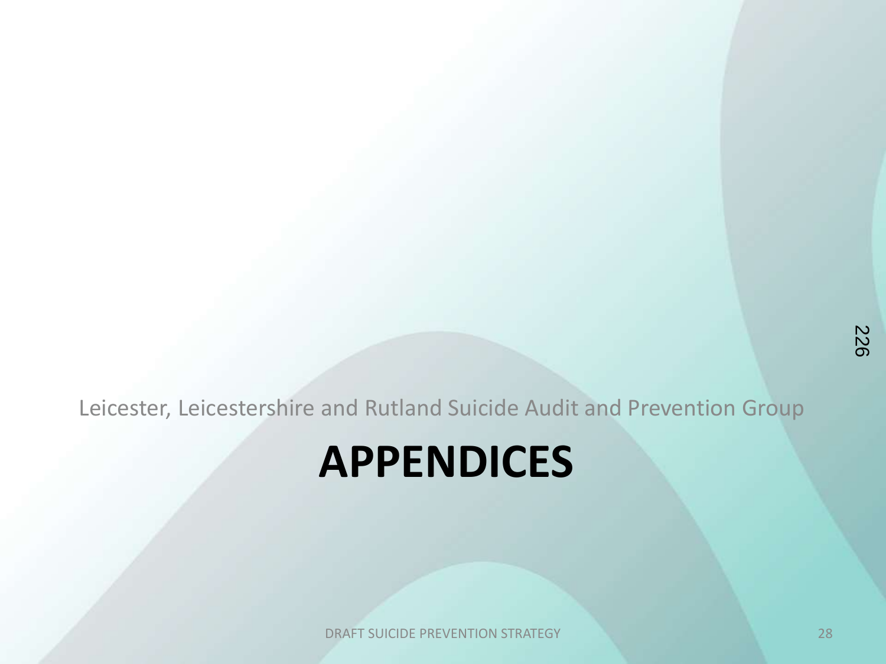Leicester, Leicestershire and Rutland Suicide Audit and Prevention Group

# APPENDICES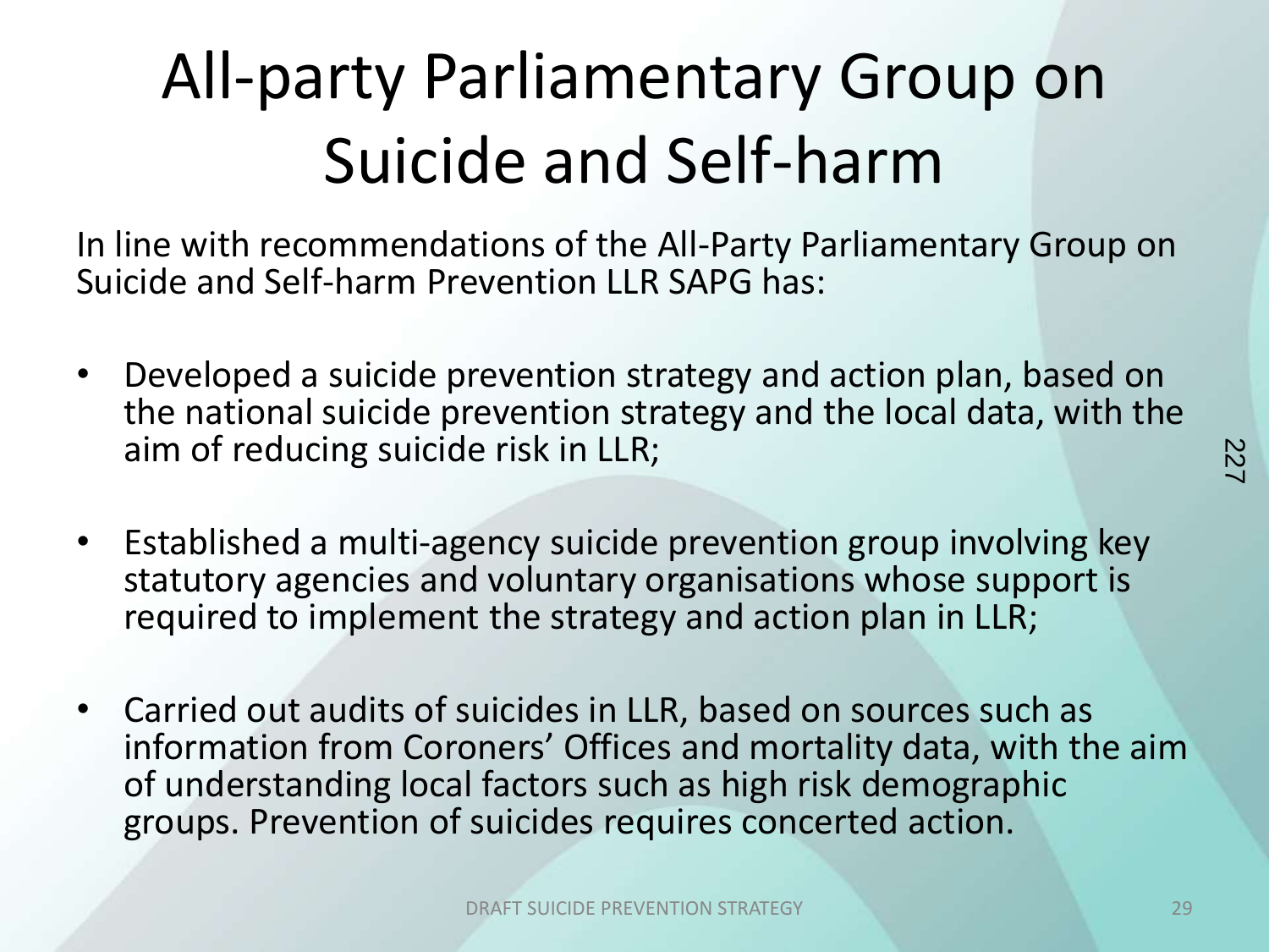# All-party Parliamentary Group on Suicide and Self-harm

In line with recommendations of the All-Party Parliamentary Group on Suicide and Self-harm Prevention LLR SAPG has:

- Developed a suicide prevention strategy and action plan, based on the national suicide prevention strategy and the local data, with the aim of reducing suicide risk in LLR;
- Established a multi-agency suicide prevention group involving key statutory agencies and voluntary organisations whose support is required to implement the strategy and action plan in LLR;
- Carried out audits of suicides in LLR, based on sources such as information from Coroners' Offices and mortality data, with the aim of understanding local factors such as high risk demographic groups. Prevention of suicides requires concerted action.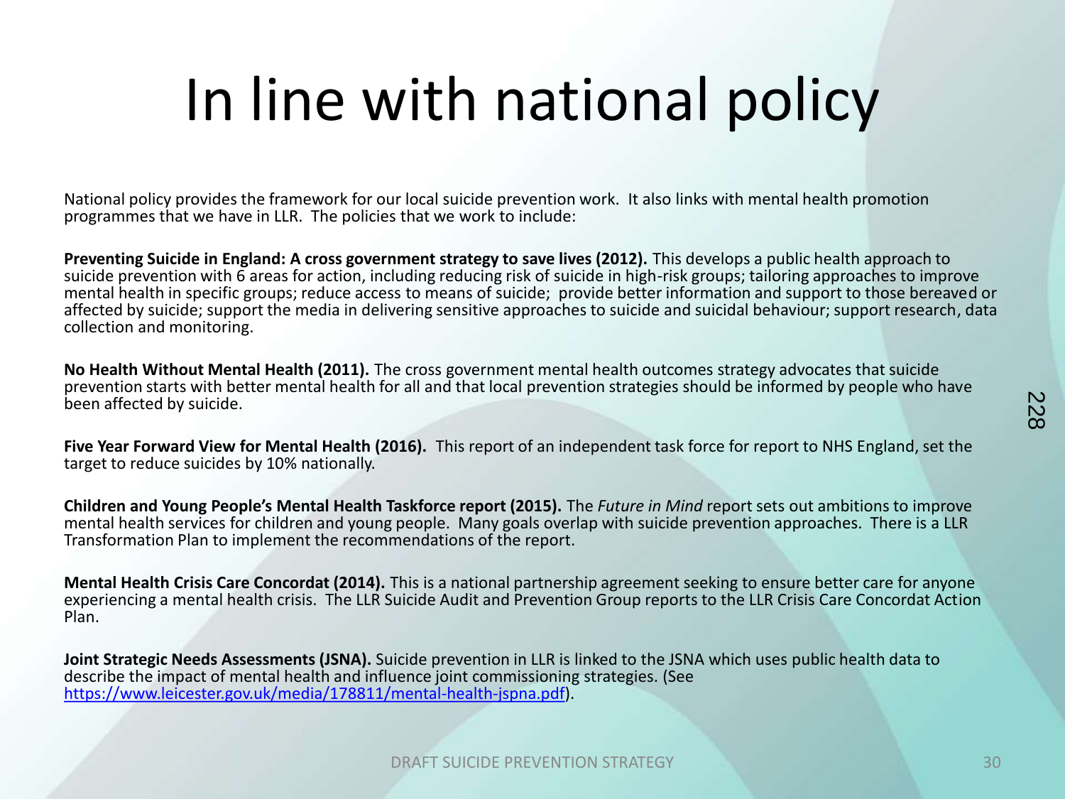# In line with national policy

National policy provides the framework for our local suicide prevention work. It also links with mental health promotion programmes that we have in LLR. The policies that we work to include:

**Preventing Suicide in England: A cross government strategy to save lives (2012).** This develops a public health approach to suicide prevention with 6 areas for action, including reducing risk of suicide in high-risk groups; tailoring approaches to improve mental health in specific groups; reduce access to means of suicide; provide better information and support to those bereaved or affected by suicide; support the media in delivering sensitive approaches to suicide and suicidal behaviour; support research, data collection and monitoring.

**No Health Without Mental Health (2011).** The cross government mental health outcomes strategy advocates that suicide prevention starts with better mental health for all and that local prevention strategies should be informed by people who have been affected by suicide.

**Five Year Forward View for Mental Health (2016).** This report of an independent task force for report to NHS England, set the target to reduce suicides by 10% nationally.

**Children and Young People's Mental Health Taskforce report (2015).** The *Future in Mind* report sets out ambitions to improve mental health services for children and young people. Many goals overlap with suicide prevention approaches. There is a LLR Transformation Plan to implement the recommendations of the report.

**Mental Health Crisis Care Concordat (2014).** This is a national partnership agreement seeking to ensure better care for anyone experiencing a mental health crisis. The LLR Suicide Audit and Prevention Group reports to the LLR Crisis Care Concordat Action Plan.

**Joint Strategic Needs Assessments (JSNA).** Suicide prevention in LLR is linked to the JSNA which uses public health data to describe the impact of mental health and influence joint commissioning strategies. (See https://www.leicester.gov.uk/media/178811/mental-health-jspna.pdf).